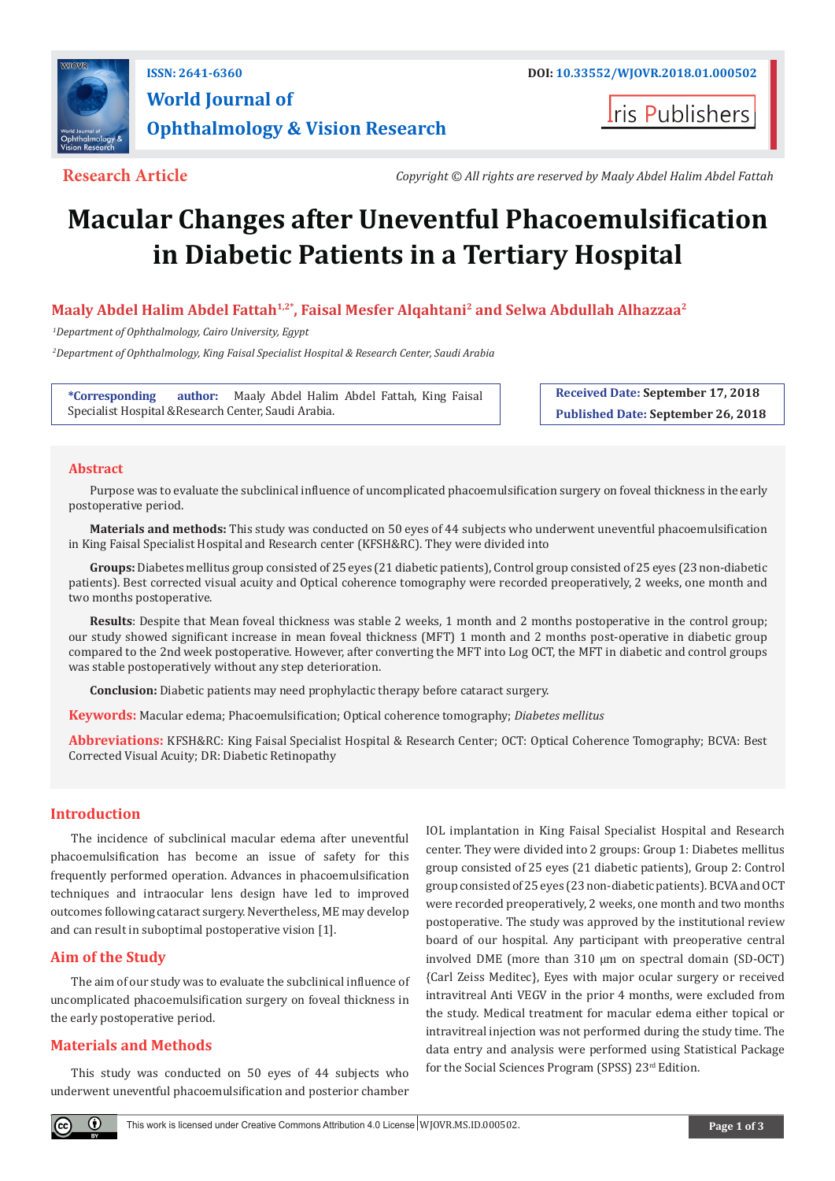ISSN: 2641-6360

DOI: 10.33552/WJOVR.2018.01.000502

# World Journal of Ophthalmology & Vision Research

Iris Publishers

**Research Article**

*Copyright © All rights are reserved by Maaly Abdel Halim Abdel Fattah*

# Macular Changes after Uneventful Phacoemulsification in Diabetic Patients in a Tertiary Hospital

**Maaly Abdel Halim Abdel Fattah[1,2*], Faisal Mesfer Alqahtani[2] and Selwa Abdullah Alhazzaa[2]**

[1]*Department of Ophthalmology, Cairo University, Egypt*

[2]*Department of Ophthalmology, King Faisal Specialist Hospital & Research Center, Saudi Arabia*

**\*Corresponding author:** Maaly Abdel Halim Abdel Fattah, King Faisal Specialist Hospital &Research Center, Saudi Arabia.

**Received Date:** September 17, 2018

**Published Date:** September 26, 2018

## Abstract

Purpose was to evaluate the subclinical influence of uncomplicated phacoemulsification surgery on foveal thickness in the early postoperative period.

**Materials and methods:** This study was conducted on 50 eyes of 44 subjects who underwent uneventful phacoemulsification in King Faisal Specialist Hospital and Research center (KFSH&RC). They were divided into

**Groups:** Diabetes mellitus group consisted of 25 eyes (21 diabetic patients), Control group consisted of 25 eyes (23 non-diabetic patients). Best corrected visual acuity and Optical coherence tomography were recorded preoperatively, 2 weeks, one month and two months postoperative.

**Results**: Despite that Mean foveal thickness was stable 2 weeks, 1 month and 2 months postoperative in the control group; our study showed significant increase in mean foveal thickness (MFT) 1 month and 2 months post-operative in diabetic group compared to the 2nd week postoperative. However, after converting the MFT into Log OCT, the MFT in diabetic and control groups was stable postoperatively without any step deterioration.

**Conclusion:** Diabetic patients may need prophylactic therapy before cataract surgery.

**Keywords:** Macular edema; Phacoemulsification; Optical coherence tomography; *Diabetes mellitus*

**Abbreviations:** KFSH&RC: King Faisal Specialist Hospital & Research Center; OCT: Optical Coherence Tomography; BCVA: Best Corrected Visual Acuity; DR: Diabetic Retinopathy

## Introduction

The incidence of subclinical macular edema after uneventful phacoemulsification has become an issue of safety for this frequently performed operation. Advances in phacoemulsification techniques and intraocular lens design have led to improved outcomes following cataract surgery. Nevertheless, ME may develop and can result in suboptimal postoperative vision [1].

## Aim of the Study

The aim of our study was to evaluate the subclinical influence of uncomplicated phacoemulsification surgery on foveal thickness in the early postoperative period.

## Materials and Methods

This study was conducted on 50 eyes of 44 subjects who underwent uneventful phacoemulsification and posterior chamber IOL implantation in King Faisal Specialist Hospital and Research center. They were divided into 2 groups: Group 1: Diabetes mellitus group consisted of 25 eyes (21 diabetic patients), Group 2: Control group consisted of 25 eyes (23 non-diabetic patients). BCVA and OCT were recorded preoperatively, 2 weeks, one month and two months postoperative. The study was approved by the institutional review board of our hospital. Any participant with preoperative central involved DME (more than 310 µm on spectral domain (SD-OCT) {Carl Zeiss Meditec}, Eyes with major ocular surgery or received intravitreal Anti VEGV in the prior 4 months, were excluded from the study. Medical treatment for macular edema either topical or intravitreal injection was not performed during the study time. The data entry and analysis were performed using Statistical Package for the Social Sciences Program (SPSS) 23rd Edition.

This work is licensed under Creative Commons Attribution 4.0 License WJOVR.MS.ID.000502.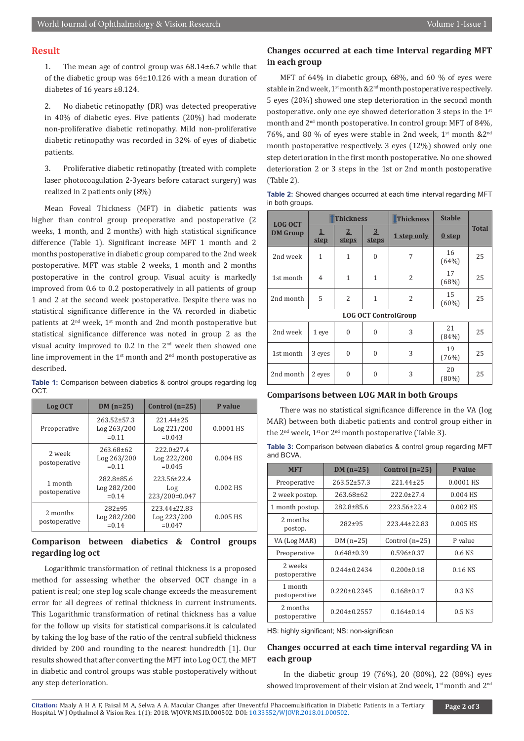## Result

1. The mean age of control group was 68.14±6.7 while that of the diabetic group was 64±10.126 with a mean duration of diabetes of 16 years ±8.124.

2. No diabetic retinopathy (DR) was detected preoperative in 40% of diabetic eyes. Five patients (20%) had moderate non-proliferative diabetic retinopathy. Mild non-proliferative diabetic retinopathy was recorded in 32% of eyes of diabetic patients.

3. Proliferative diabetic retinopathy (treated with complete laser photocoagulation 2-3years before cataract surgery) was realized in 2 patients only (8%)

Mean Foveal Thickness (MFT) in diabetic patients was higher than control group preoperative and postoperative (2 weeks, 1 month, and 2 months) with high statistical significance difference (Table 1). Significant increase MFT 1 month and 2 months postoperative in diabetic group compared to the 2nd week postoperative. MFT was stable 2 weeks, 1 month and 2 months postoperative in the control group. Visual acuity is markedly improved from 0.6 to 0.2 postoperatively in all patients of group 1 and 2 at the second week postoperative. Despite there was no statistical significance difference in the VA recorded in diabetic patients at 2nd week, 1st month and 2nd month postoperative but statistical significance difference was noted in group 2 as the visual acuity improved to 0.2 in the 2nd week then showed one line improvement in the 1st month and 2nd month postoperative as described.

**Table 1:** Comparison between diabetics & control groups regarding log OCT.

| Log OCT | DM (n=25) | Control (n=25) | P value |
|---|---|---|---|
| Preoperative | 263.52±57.3 Log 263/200 =0.11 | 221.44±25 Log 221/200 =0.043 | 0.0001 HS |
| 2 week postoperative | 263.68±62 Log 263/200 =0.11 | 222.0±27.4 Log 222/200 =0.045 | 0.004 HS |
| 1 month postoperative | 282.8±85.6 Log 282/200 =0.14 | 223.56±22.4 Log 223/200=0.047 | 0.002 HS |
| 2 months postoperative | 282±95 Log 282/200 =0.14 | 223.44±22.83 Log 223/200 =0.047 | 0.005 HS |

### Comparison between diabetics & Control groups regarding log oct

Logarithmic transformation of retinal thickness is a proposed method for assessing whether the observed OCT change in a patient is real; one step log scale change exceeds the measurement error for all degrees of retinal thickness in current instruments. This Logarithmic transformation of retinal thickness has a value for the follow up visits for statistical comparisons.it is calculated by taking the log base of the ratio of the central subfield thickness divided by 200 and rounding to the nearest hundredth [1]. Our results showed that after converting the MFT into Log OCT, the MFT in diabetic and control groups was stable postoperatively without any step deterioration.

### Changes occurred at each time Interval regarding MFT in each group

MFT of 64% in diabetic group, 68%, and 60 % of eyes were stable in 2nd week, 1st month &2nd month postoperative respectively. 5 eyes (20%) showed one step deterioration in the second month postoperative. only one eye showed deterioration 3 steps in the 1st month and 2nd month postoperative. In control group: MFT of 84%, 76%, and 80 % of eyes were stable in 2nd week, 1st month &2nd month postoperative respectively. 3 eyes (12%) showed only one step deterioration in the first month postoperative. No one showed deterioration 2 or 3 steps in the 1st or 2nd month postoperative (Table 2).

**Table 2:** Showed changes occurred at each time interval regarding MFT in both groups.

| LOG OCT DM Group | ↑Thickness | | | ↓Thickness | Stable | Total |
|---|---|---|---|---|---|---|
| | 1 step | 2 steps | 3 steps | 1 step only | 0 step | |
| 2nd week | 1 | 1 | 0 | 7 | 16 (64%) | 25 |
| 1st month | 4 | 1 | 1 | 2 | 17 (68%) | 25 |
| 2nd month | 5 | 2 | 1 | 2 | 15 (60%) | 25 |
| **LOG OCT ControlGroup** | | | | | | |
| 2nd week | 1 eye | 0 | 0 | 3 | 21 (84%) | 25 |
| 1st month | 3 eyes | 0 | 0 | 3 | 19 (76%) | 25 |
| 2nd month | 2 eyes | 0 | 0 | 3 | 20 (80%) | 25 |

### Comparisons between LOG MAR in both Groups

There was no statistical significance difference in the VA (log MAR) between both diabetic patients and control group either in the 2nd week, 1st or 2nd month postoperative (Table 3).

**Table 3:** Comparison between diabetics & control group regarding MFT and BCVA.

| MFT | DM (n=25) | Control (n=25) | P value |
|---|---|---|---|
| Preoperative | 263.52±57.3 | 221.44±25 | 0.0001 HS |
| 2 week postop. | 263.68±62 | 222.0±27.4 | 0.004 HS |
| 1 month postop. | 282.8±85.6 | 223.56±22.4 | 0.002 HS |
| 2 months postop. | 282±95 | 223.44±22.83 | 0.005 HS |
| VA (Log MAR) | DM (n=25) | Control (n=25) | P value |
| Preoperative | 0.648±0.39 | 0.596±0.37 | 0.6 NS |
| 2 weeks postoperative | 0.244±0.2434 | 0.200±0.18 | 0.16 NS |
| 1 month postoperative | 0.220±0.2345 | 0.168±0.17 | 0.3 NS |
| 2 months postoperative | 0.204±0.2557 | 0.164±0.14 | 0.5 NS |

HS: highly significant; NS: non-significan

### Changes occurred at each time interval regarding VA in each group

In the diabetic group 19 (76%), 20 (80%), 22 (88%) eyes showed improvement of their vision at 2nd week, 1st month and 2nd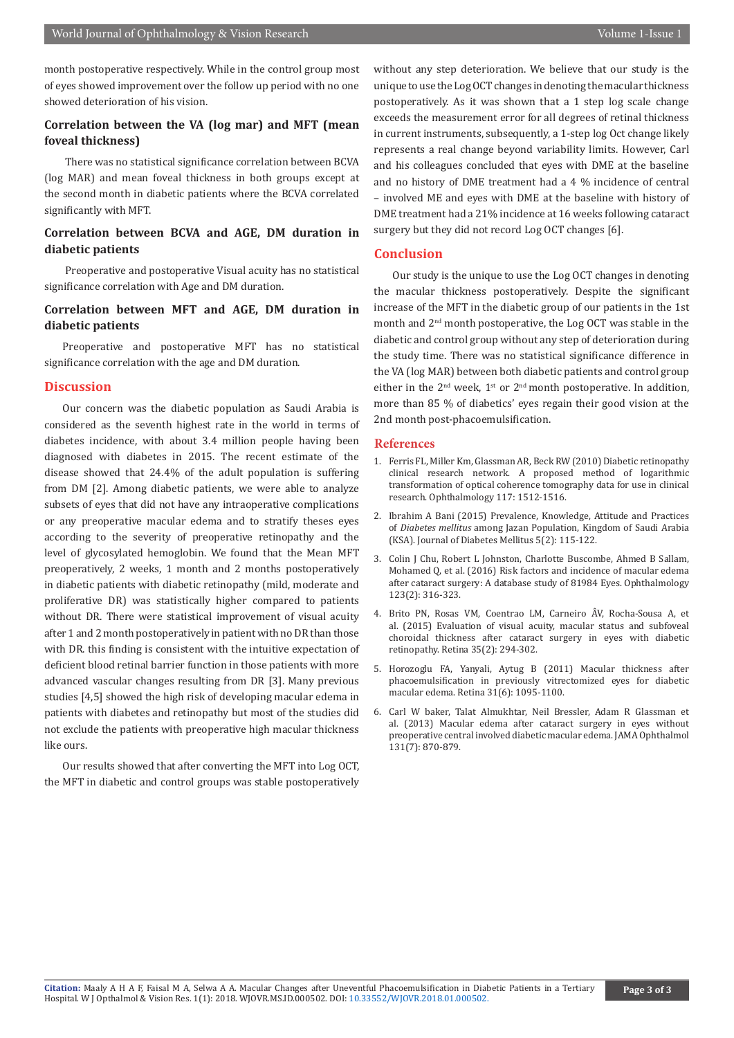month postoperative respectively. While in the control group most of eyes showed improvement over the follow up period with no one showed deterioration of his vision.

### Correlation between the VA (log mar) and MFT (mean foveal thickness)

There was no statistical significance correlation between BCVA (log MAR) and mean foveal thickness in both groups except at the second month in diabetic patients where the BCVA correlated significantly with MFT.

### Correlation between BCVA and AGE, DM duration in diabetic patients

Preoperative and postoperative Visual acuity has no statistical significance correlation with Age and DM duration.

### Correlation between MFT and AGE, DM duration in diabetic patients

Preoperative and postoperative MFT has no statistical significance correlation with the age and DM duration.

## Discussion

Our concern was the diabetic population as Saudi Arabia is considered as the seventh highest rate in the world in terms of diabetes incidence, with about 3.4 million people having been diagnosed with diabetes in 2015. The recent estimate of the disease showed that 24.4% of the adult population is suffering from DM [2]. Among diabetic patients, we were able to analyze subsets of eyes that did not have any intraoperative complications or any preoperative macular edema and to stratify theses eyes according to the severity of preoperative retinopathy and the level of glycosylated hemoglobin. We found that the Mean MFT preoperatively, 2 weeks, 1 month and 2 months postoperatively in diabetic patients with diabetic retinopathy (mild, moderate and proliferative DR) was statistically higher compared to patients without DR. There were statistical improvement of visual acuity after 1 and 2 month postoperatively in patient with no DR than those with DR. this finding is consistent with the intuitive expectation of deficient blood retinal barrier function in those patients with more advanced vascular changes resulting from DR [3]. Many previous studies [4,5] showed the high risk of developing macular edema in patients with diabetes and retinopathy but most of the studies did not exclude the patients with preoperative high macular thickness like ours.

Our results showed that after converting the MFT into Log OCT, the MFT in diabetic and control groups was stable postoperatively without any step deterioration. We believe that our study is the unique to use the Log OCT changes in denoting the macular thickness postoperatively. As it was shown that a 1 step log scale change exceeds the measurement error for all degrees of retinal thickness in current instruments, subsequently, a 1-step log Oct change likely represents a real change beyond variability limits. However, Carl and his colleagues concluded that eyes with DME at the baseline and no history of DME treatment had a 4 % incidence of central – involved ME and eyes with DME at the baseline with history of DME treatment had a 21% incidence at 16 weeks following cataract surgery but they did not record Log OCT changes [6].

## Conclusion

Our study is the unique to use the Log OCT changes in denoting the macular thickness postoperatively. Despite the significant increase of the MFT in the diabetic group of our patients in the 1st month and 2nd month postoperative, the Log OCT was stable in the diabetic and control group without any step of deterioration during the study time. There was no statistical significance difference in the VA (log MAR) between both diabetic patients and control group either in the 2nd week, 1st or 2nd month postoperative. In addition, more than 85 % of diabetics' eyes regain their good vision at the 2nd month post-phacoemulsification.

## References

1. Ferris FL, Miller Km, Glassman AR, Beck RW (2010) Diabetic retinopathy clinical research network. A proposed method of logarithmic transformation of optical coherence tomography data for use in clinical research. Ophthalmology 117: 1512-1516.
2. Ibrahim A Bani (2015) Prevalence, Knowledge, Attitude and Practices of *Diabetes mellitus* among Jazan Population, Kingdom of Saudi Arabia (KSA). Journal of Diabetes Mellitus 5(2): 115-122.
3. Colin J Chu, Robert L Johnston, Charlotte Buscombe, Ahmed B Sallam, Mohamed Q, et al. (2016) Risk factors and incidence of macular edema after cataract surgery: A database study of 81984 Eyes. Ophthalmology 123(2): 316-323.
4. Brito PN, Rosas VM, Coentrao LM, Carneiro ÂV, Rocha-Sousa A, et al. (2015) Evaluation of visual acuity, macular status and subfoveal choroidal thickness after cataract surgery in eyes with diabetic retinopathy. Retina 35(2): 294-302.
5. Horozoglu FA, Yanyali, Aytug B (2011) Macular thickness after phacoemulsification in previously vitrectomized eyes for diabetic macular edema. Retina 31(6): 1095-1100.
6. Carl W baker, Talat Almukhtar, Neil Bressler, Adam R Glassman et al. (2013) Macular edema after cataract surgery in eyes without preoperative central involved diabetic macular edema. JAMA Ophthalmol 131(7): 870-879.